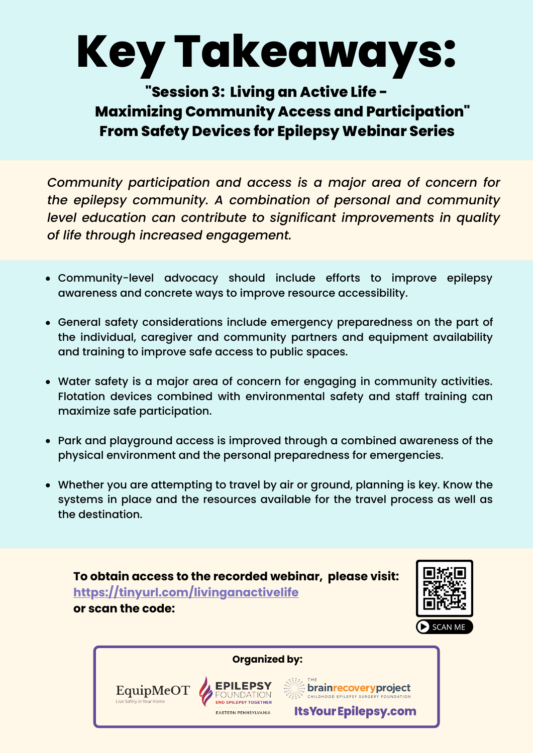# Key Takeaways:

### "Session 3: Living an Active Life - Maximizing Community Access and Participation" From Safety Devices for Epilepsy Webinar Series

*Community participation and access is a major area of concern for the epilepsy community. A combination of personal and community level education can contribute to significant improvements in quality of life through increased engagement.*

- Community-level advocacy should include efforts to improve epilepsy awareness and concrete ways to improve resource accessibility.
- General safety considerations include emergency preparedness on the part of the individual, caregiver and community partners and equipment availability and training to improve safe access to public spaces.
- Water safety is a major area of concern for engaging in community activities. Flotation devices combined with environmental safety and staff training can maximize safe participation.
- Park and playground access is improved through a combined awareness of the physical environment and the personal preparedness for emergencies.
- Whether you are attempting to travel by air or ground, planning is key. Know the systems in place and the resources available for the travel process as well as the destination.

**To obtain access to the recorded webinar, please visit:**
**https://tinyurl.com/livinganactivelife**
**or scan the code:**

SCAN ME

**Organized by:**

EquipMeOT – Live Safely in Your Home
Epilepsy Foundation – End Epilepsy Together – Eastern Pennsylvania
The Brain Recovery Project – Childhood Epilepsy Surgery Foundation
ItsYourEpilepsy.com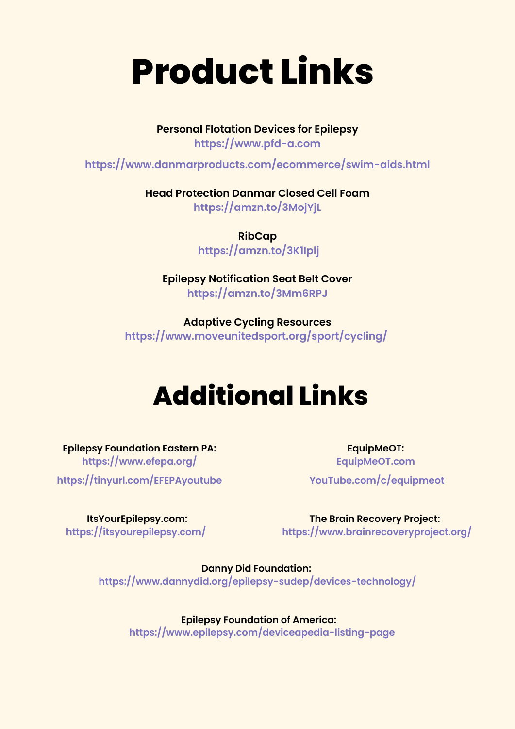# Product Links

**Personal Flotation Devices for Epilepsy**

https://www.pfd-a.com

https://www.danmarproducts.com/ecommerce/swim-aids.html

**Head Protection Danmar Closed Cell Foam**

https://amzn.to/3MojYjL

**RibCap**

https://amzn.to/3K1Iplj

**Epilepsy Notification Seat Belt Cover**

https://amzn.to/3Mm6RPJ

**Adaptive Cycling Resources**

https://www.moveunitedsport.org/sport/cycling/

# Additional Links

**Epilepsy Foundation Eastern PA:**

https://www.efepa.org/

https://tinyurl.com/EFEPAyoutube

**EquipMeOT:**

EquipMeOT.com

YouTube.com/c/equipmeot

**ItsYourEpilepsy.com:**

https://itsyourepilepsy.com/

**The Brain Recovery Project:**

https://www.brainrecoveryproject.org/

**Danny Did Foundation:**

https://www.dannydid.org/epilepsy-sudep/devices-technology/

**Epilepsy Foundation of America:**

https://www.epilepsy.com/deviceapedia-listing-page